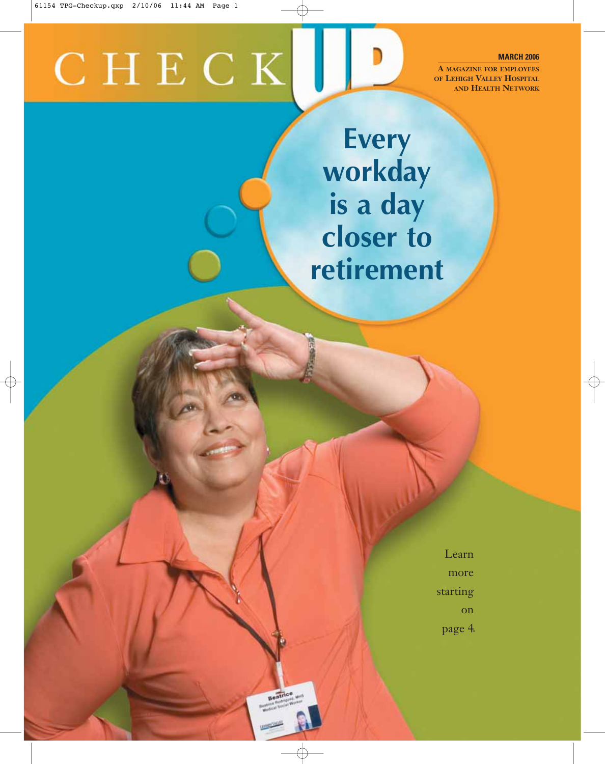# CHECK UP

**MARCH 2006**

A MAGAZINE FOR EMPLOYEES OF LEHIGH VALLEY HOSPITAL AND HEALTH NETWORK

## Every workday is a day closer to retirement

Learn more starting on page 4.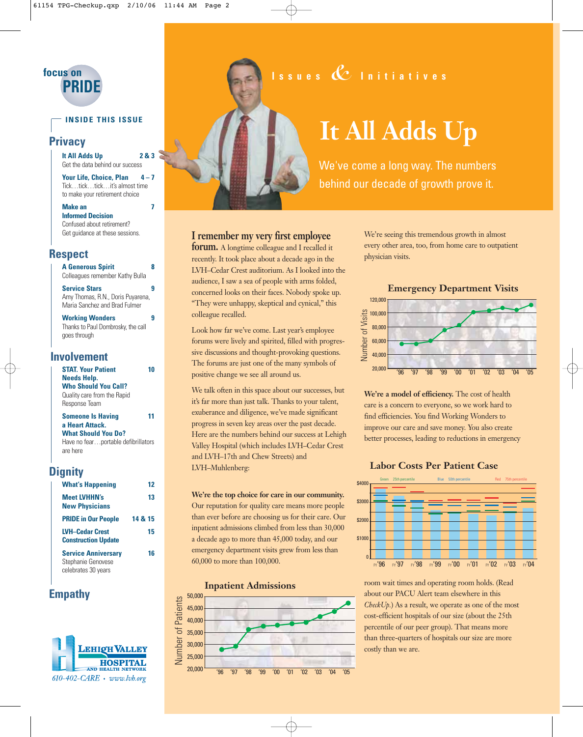## focus on PRIDE

### INSIDE THIS ISSUE

**Privacy**

**It All Adds Up** 2 & 3
Get the data behind our success

**Your Life, Choice, Plan** 4 – 7
Tick…tick…tick…it's almost time to make your retirement choice

**Make an Informed Decision** 7
Confused about retirement? Get guidance at these sessions.

**Respect**

**A Generous Spirit** 8
Colleagues remember Kathy Bulla

**Service Stars** 9
Amy Thomas, R.N., Doris Puyarena, Maria Sanchez and Brad Fulmer

**Working Wonders** 9
Thanks to Paul Dombrosky, the call goes through

**Involvement**

**STAT. Your Patient Needs Help. Who Should You Call?** 10
Quality care from the Rapid Response Team

**Someone Is Having a Heart Attack. What Should You Do?** 11
Have no fear…portable defibrillators are here

**Dignity**

**What's Happening** 12

**Meet LVHHN's New Physicians** 13

**PRIDE in Our People** 14 & 15

**LVH–Cedar Crest Construction Update** 15

**Service Anniversary** 16
Stephanie Genovese celebrates 30 years

**Empathy**

LEHIGH VALLEY HOSPITAL AND HEALTH NETWORK
610-402-CARE • www.lvh.org

Issues & Initiatives

# It All Adds Up

We've come a long way. The numbers behind our decade of growth prove it.

**I remember my very first employee forum.** A longtime colleague and I recalled it recently. It took place about a decade ago in the LVH–Cedar Crest auditorium. As I looked into the audience, I saw a sea of people with arms folded, concerned looks on their faces. Nobody spoke up. "They were unhappy, skeptical and cynical," this colleague recalled.

Look how far we've come. Last year's employee forums were lively and spirited, filled with progressive discussions and thought-provoking questions. The forums are just one of the many symbols of positive change we see all around us.

We talk often in this space about our successes, but it's far more than just talk. Thanks to your talent, exuberance and diligence, we've made significant progress in seven key areas over the past decade. Here are the numbers behind our success at Lehigh Valley Hospital (which includes LVH–Cedar Crest and LVH–17th and Chew Streets) and LVH–Muhlenberg:

**We're the top choice for care in our community.** Our reputation for quality care means more people than ever before are choosing us for their care. Our inpatient admissions climbed from less than 30,000 a decade ago to more than 45,000 today, and our emergency department visits grew from less than 60,000 to more than 100,000.

**Inpatient Admissions**

(Chart: Number of Patients, 20,000–50,000, years '96–'05)

We're seeing this tremendous growth in almost every other area, too, from home care to outpatient physician visits.

**Emergency Department Visits**

(Chart: Number of Visits, 20,000–120,000, years '96–'05)

**We're a model of efficiency.** The cost of health care is a concern to everyone, so we work hard to find efficiencies. You find Working Wonders to improve our care and save money. You also create better processes, leading to reductions in emergency room wait times and operating room holds. (Read about our PACU Alert team elsewhere in this *CheckUp*.) As a result, we operate as one of the most cost-efficient hospitals of our size (about the 25th percentile of our peer group). That means more than three-quarters of hospitals our size are more costly than we are.

**Labor Costs Per Patient Case**

(Chart: $0–$4000, FY'96–FY'04; Green 25th percentile, Blue 50th percentile, Red 75th percentile)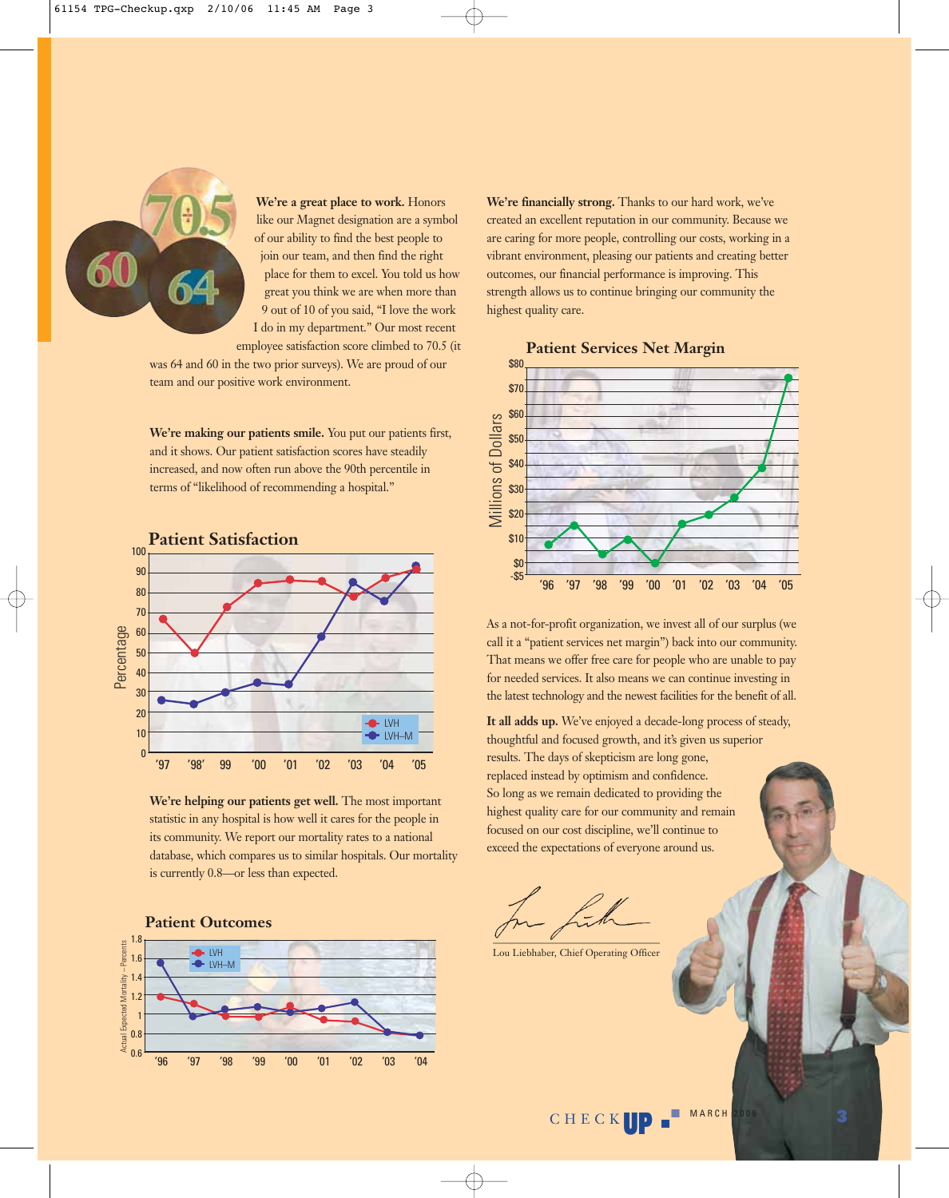**We're a great place to work.** Honors like our Magnet designation are a symbol of our ability to find the best people to join our team, and then find the right place for them to excel. You told us how great you think we are when more than 9 out of 10 of you said, "I love the work I do in my department." Our most recent employee satisfaction score climbed to 70.5 (it was 64 and 60 in the two prior surveys). We are proud of our team and our positive work environment.

**We're making our patients smile.** You put our patients first, and it shows. Our patient satisfaction scores have steadily increased, and now often run above the 90th percentile in terms of "likelihood of recommending a hospital."

## Patient Satisfaction

**We're helping our patients get well.** The most important statistic in any hospital is how well it cares for the people in its community. We report our mortality rates to a national database, which compares us to similar hospitals. Our mortality is currently 0.8—or less than expected.

## Patient Outcomes

**We're financially strong.** Thanks to our hard work, we've created an excellent reputation in our community. Because we are caring for more people, controlling our costs, working in a vibrant environment, pleasing our patients and creating better outcomes, our financial performance is improving. This strength allows us to continue bringing our community the highest quality care.

## Patient Services Net Margin

As a not-for-profit organization, we invest all of our surplus (we call it a "patient services net margin") back into our community. That means we offer free care for people who are unable to pay for needed services. It also means we can continue investing in the latest technology and the newest facilities for the benefit of all.

**It all adds up.** We've enjoyed a decade-long process of steady, thoughtful and focused growth, and it's given us superior results. The days of skepticism are long gone, replaced instead by optimism and confidence. So long as we remain dedicated to providing the highest quality care for our community and remain focused on our cost discipline, we'll continue to exceed the expectations of everyone around us.

Lou Liebhaber, Chief Operating Officer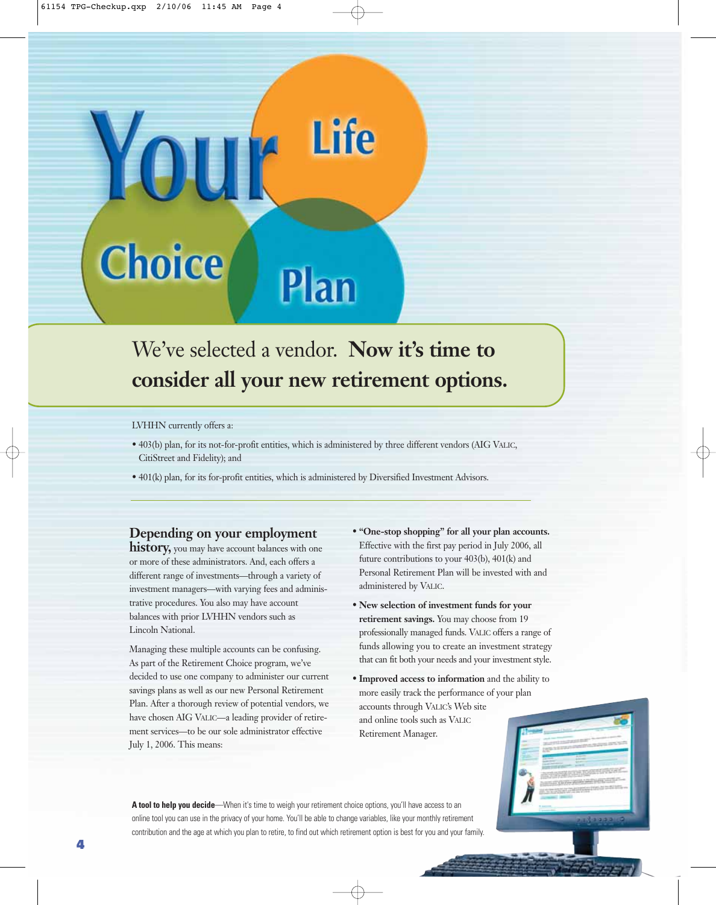# Your Life Choice Plan

## We've selected a vendor. **Now it's time to consider all your new retirement options.**

LVHHN currently offers a:

- 403(b) plan, for its not-for-profit entities, which is administered by three different vendors (AIG VALIC, CitiStreet and Fidelity); and
- 401(k) plan, for its for-profit entities, which is administered by Diversified Investment Advisors.

---

**Depending on your employment history,** you may have account balances with one or more of these administrators. And, each offers a different range of investments—through a variety of investment managers—with varying fees and administrative procedures. You also may have account balances with prior LVHHN vendors such as Lincoln National.

Managing these multiple accounts can be confusing. As part of the Retirement Choice program, we've decided to use one company to administer our current savings plans as well as our new Personal Retirement Plan. After a thorough review of potential vendors, we have chosen AIG VALIC—a leading provider of retirement services—to be our sole administrator effective July 1, 2006. This means:

- **"One-stop shopping" for all your plan accounts.** Effective with the first pay period in July 2006, all future contributions to your 403(b), 401(k) and Personal Retirement Plan will be invested with and administered by VALIC.
- **New selection of investment funds for your retirement savings.** You may choose from 19 professionally managed funds. VALIC offers a range of funds allowing you to create an investment strategy that can fit both your needs and your investment style.
- **Improved access to information** and the ability to more easily track the performance of your plan accounts through VALIC's Web site and online tools such as VALIC Retirement Manager.

**A tool to help you decide**—When it's time to weigh your retirement choice options, you'll have access to an online tool you can use in the privacy of your home. You'll be able to change variables, like your monthly retirement contribution and the age at which you plan to retire, to find out which retirement option is best for you and your family.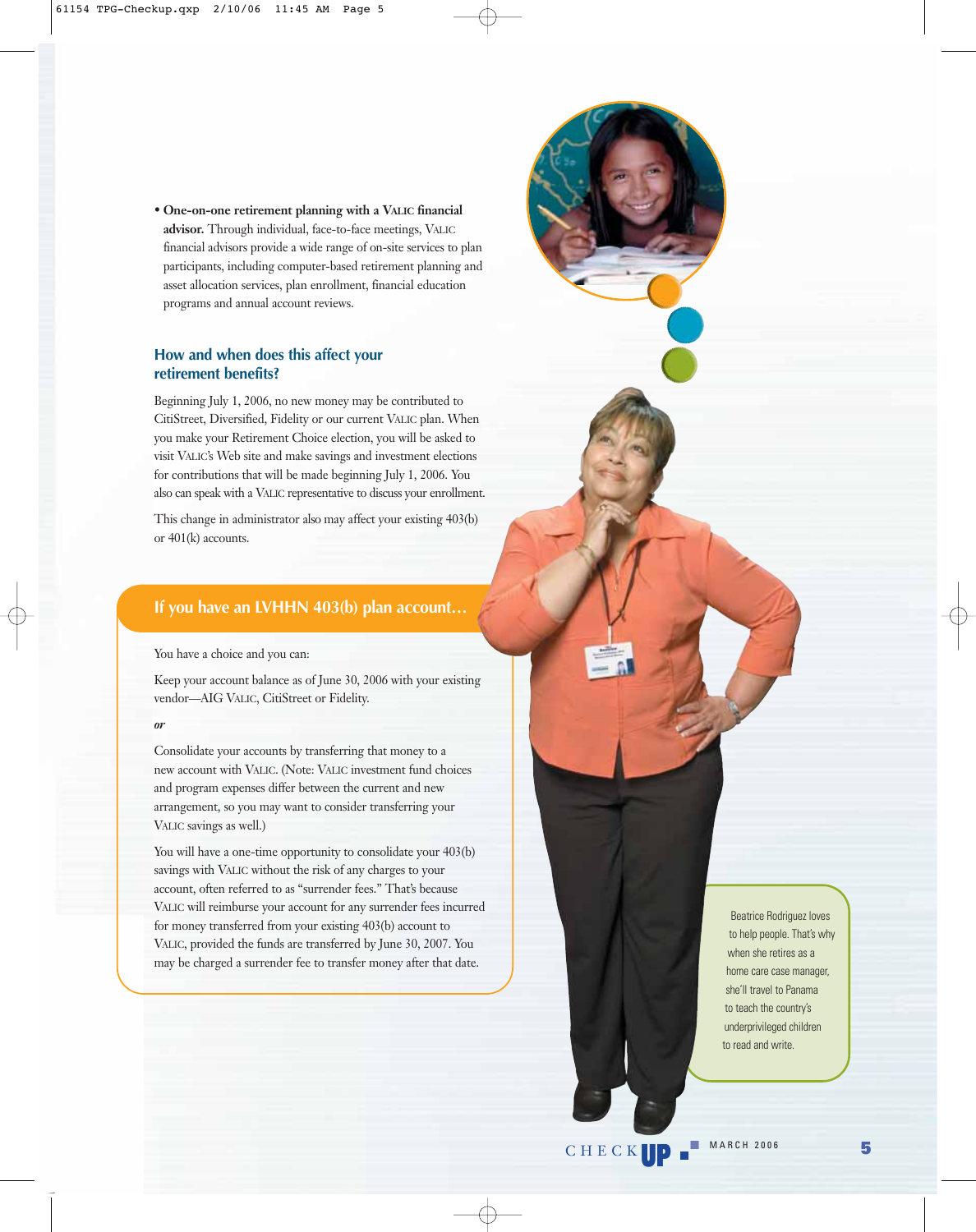- **One-on-one retirement planning with a VALIC financial advisor.** Through individual, face-to-face meetings, VALIC financial advisors provide a wide range of on-site services to plan participants, including computer-based retirement planning and asset allocation services, plan enrollment, financial education programs and annual account reviews.

## How and when does this affect your retirement benefits?

Beginning July 1, 2006, no new money may be contributed to CitiStreet, Diversified, Fidelity or our current VALIC plan. When you make your Retirement Choice election, you will be asked to visit VALIC's Web site and make savings and investment elections for contributions that will be made beginning July 1, 2006. You also can speak with a VALIC representative to discuss your enrollment.

This change in administrator also may affect your existing 403(b) or 401(k) accounts.

## If you have an LVHHN 403(b) plan account…

You have a choice and you can:

Keep your account balance as of June 30, 2006 with your existing vendor—AIG VALIC, CitiStreet or Fidelity.

***or***

Consolidate your accounts by transferring that money to a new account with VALIC. (Note: VALIC investment fund choices and program expenses differ between the current and new arrangement, so you may want to consider transferring your VALIC savings as well.)

You will have a one-time opportunity to consolidate your 403(b) savings with VALIC without the risk of any charges to your account, often referred to as "surrender fees." That's because VALIC will reimburse your account for any surrender fees incurred for money transferred from your existing 403(b) account to VALIC, provided the funds are transferred by June 30, 2007. You may be charged a surrender fee to transfer money after that date.

Beatrice Rodriguez loves to help people. That's why when she retires as a home care case manager, she'll travel to Panama to teach the country's underprivileged children to read and write.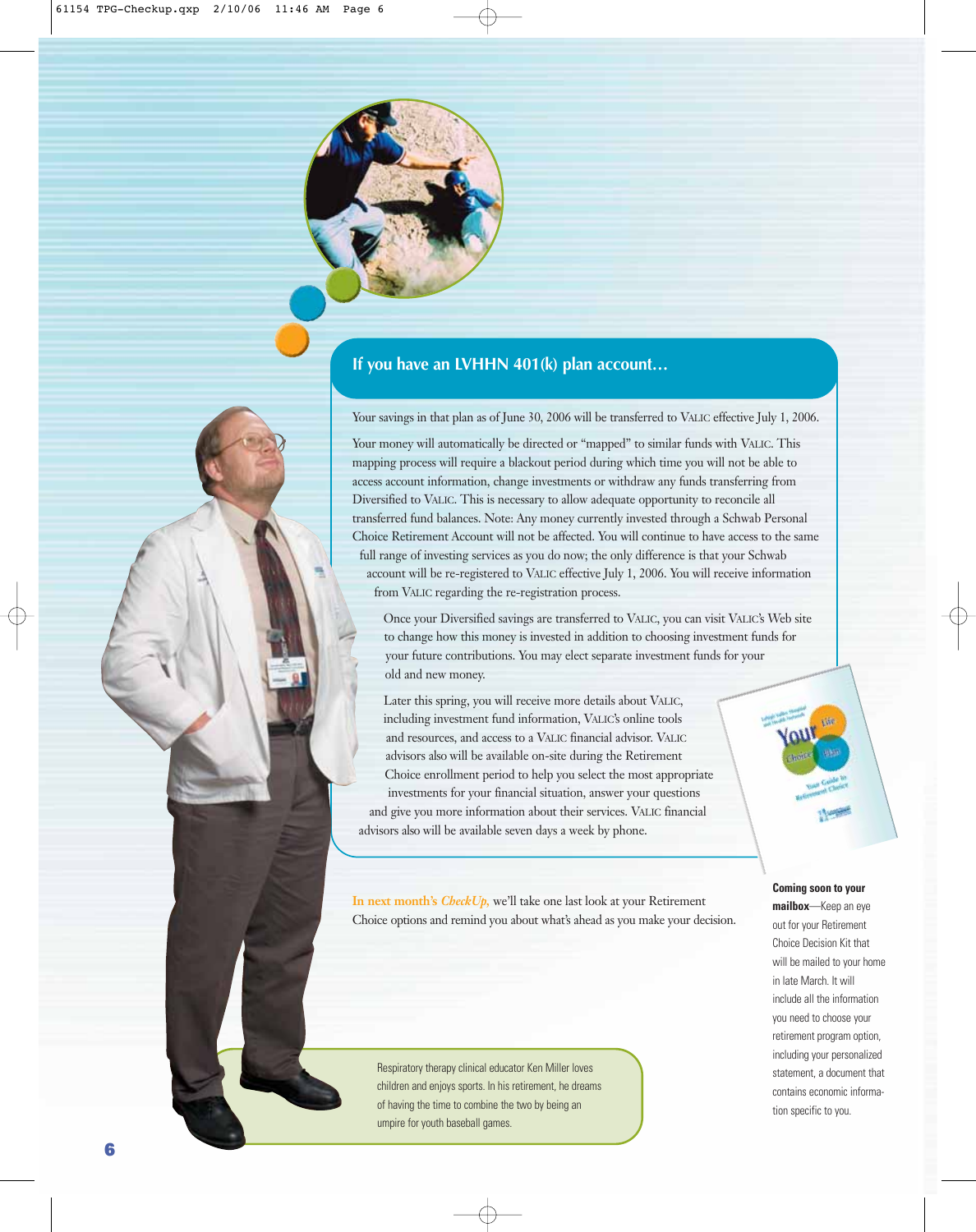## If you have an LVHHN 401(k) plan account…

Your savings in that plan as of June 30, 2006 will be transferred to VALIC effective July 1, 2006.

Your money will automatically be directed or "mapped" to similar funds with VALIC. This mapping process will require a blackout period during which time you will not be able to access account information, change investments or withdraw any funds transferring from Diversified to VALIC. This is necessary to allow adequate opportunity to reconcile all transferred fund balances. Note: Any money currently invested through a Schwab Personal Choice Retirement Account will not be affected. You will continue to have access to the same full range of investing services as you do now; the only difference is that your Schwab account will be re-registered to VALIC effective July 1, 2006. You will receive information from VALIC regarding the re-registration process.

Once your Diversified savings are transferred to VALIC, you can visit VALIC's Web site to change how this money is invested in addition to choosing investment funds for your future contributions. You may elect separate investment funds for your old and new money.

Later this spring, you will receive more details about VALIC, including investment fund information, VALIC's online tools and resources, and access to a VALIC financial advisor. VALIC advisors also will be available on-site during the Retirement Choice enrollment period to help you select the most appropriate investments for your financial situation, answer your questions and give you more information about their services. VALIC financial advisors also will be available seven days a week by phone.

In next month's *CheckUp,* we'll take one last look at your Retirement Choice options and remind you about what's ahead as you make your decision.

**Coming soon to your mailbox**—Keep an eye out for your Retirement Choice Decision Kit that will be mailed to your home in late March. It will include all the information you need to choose your retirement program option, including your personalized statement, a document that contains economic information specific to you.

Respiratory therapy clinical educator Ken Miller loves children and enjoys sports. In his retirement, he dreams of having the time to combine the two by being an umpire for youth baseball games.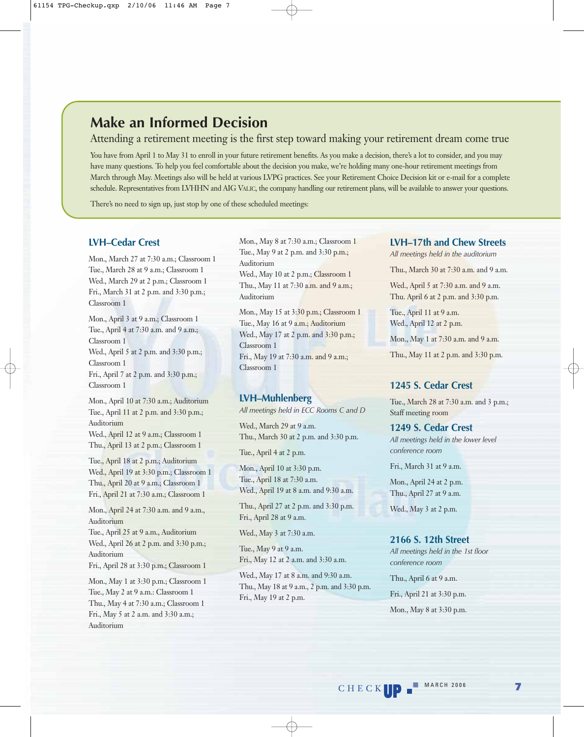## Make an Informed Decision

### Attending a retirement meeting is the first step toward making your retirement dream come true

You have from April 1 to May 31 to enroll in your future retirement benefits. As you make a decision, there's a lot to consider, and you may have many questions. To help you feel comfortable about the decision you make, we're holding many one-hour retirement meetings from March through May. Meetings also will be held at various LVPG practices. See your Retirement Choice Decision kit or e-mail for a complete schedule. Representatives from LVHHN and AIG VALIC, the company handling our retirement plans, will be available to answer your questions.

There's no need to sign up, just stop by one of these scheduled meetings:

### LVH–Cedar Crest

Mon., March 27 at 7:30 a.m.; Classroom 1
Tue., March 28 at 9 a.m.; Classroom 1
Wed., March 29 at 2 p.m.; Classroom 1
Fri., March 31 at 2 p.m. and 3:30 p.m.; Classroom 1

Mon., April 3 at 9 a.m.; Classroom 1
Tue., April 4 at 7:30 a.m. and 9 a.m.; Classroom 1
Wed., April 5 at 2 p.m. and 3:30 p.m.; Classroom 1
Fri., April 7 at 2 p.m. and 3:30 p.m.; Classroom 1

Mon., April 10 at 7:30 a.m.; Auditorium
Tue., April 11 at 2 p.m. and 3:30 p.m.; Auditorium
Wed., April 12 at 9 a.m.; Classroom 1
Thu., April 13 at 2 p.m.; Classroom 1

Tue., April 18 at 2 p.m.; Auditorium
Wed., April 19 at 3:30 p.m.; Classroom 1
Thu., April 20 at 9 a.m.; Classroom 1
Fri., April 21 at 7:30 a.m.; Classroom 1

Mon., April 24 at 7:30 a.m. and 9 a.m., Auditorium
Tue., April 25 at 9 a.m., Auditorium
Wed., April 26 at 2 p.m. and 3:30 p.m.; Auditorium
Fri., April 28 at 3:30 p.m.; Classroom 1

Mon., May 1 at 3:30 p.m.; Classroom 1
Tue., May 2 at 9 a.m.: Classroom 1
Thu., May 4 at 7:30 a.m.; Classroom 1
Fri., May 5 at 2 a.m. and 3:30 a.m.; Auditorium

Mon., May 8 at 7:30 a.m.; Classroom 1
Tue., May 9 at 2 p.m. and 3:30 p.m.; Auditorium
Wed., May 10 at 2 p.m.; Classroom 1
Thu., May 11 at 7:30 a.m. and 9 a.m.; Auditorium

Mon., May 15 at 3:30 p.m.; Classroom 1
Tue., May 16 at 9 a.m.; Auditorium
Wed., May 17 at 2 p.m. and 3:30 p.m.; Classroom 1
Fri., May 19 at 7:30 a.m. and 9 a.m.; Classroom 1

### LVH–Muhlenberg

*All meetings held in ECC Rooms C and D*

Wed., March 29 at 9 a.m.
Thu., March 30 at 2 p.m. and 3:30 p.m.

Tue., April 4 at 2 p.m.

Mon., April 10 at 3:30 p.m.
Tue., April 18 at 7:30 a.m.
Wed., April 19 at 8 a.m. and 9:30 a.m.

Thu., April 27 at 2 p.m. and 3:30 p.m.
Fri., April 28 at 9 a.m.

Wed., May 3 at 7:30 a.m.

Tue., May 9 at 9 a.m.
Fri., May 12 at 2 a.m. and 3:30 a.m.

Wed., May 17 at 8 a.m. and 9:30 a.m.
Thu., May 18 at 9 a.m., 2 p.m. and 3:30 p.m.
Fri., May 19 at 2 p.m.

### LVH–17th and Chew Streets

*All meetings held in the auditorium*

Thu., March 30 at 7:30 a.m. and 9 a.m.

Wed., April 5 at 7:30 a.m. and 9 a.m.
Thu. April 6 at 2 p.m. and 3:30 p.m.

Tue., April 11 at 9 a.m.
Wed., April 12 at 2 p.m.

Mon., May 1 at 7:30 a.m. and 9 a.m.

Thu., May 11 at 2 p.m. and 3:30 p.m.

### 1245 S. Cedar Crest

Tue., March 28 at 7:30 a.m. and 3 p.m.; Staff meeting room

### 1249 S. Cedar Crest

*All meetings held in the lower level conference room*

Fri., March 31 at 9 a.m.

Mon., April 24 at 2 p.m.
Thu., April 27 at 9 a.m.

Wed., May 3 at 2 p.m.

### 2166 S. 12th Street

*All meetings held in the 1st floor conference room*

Thu., April 6 at 9 a.m.

Fri., April 21 at 3:30 p.m.

Mon., May 8 at 3:30 p.m.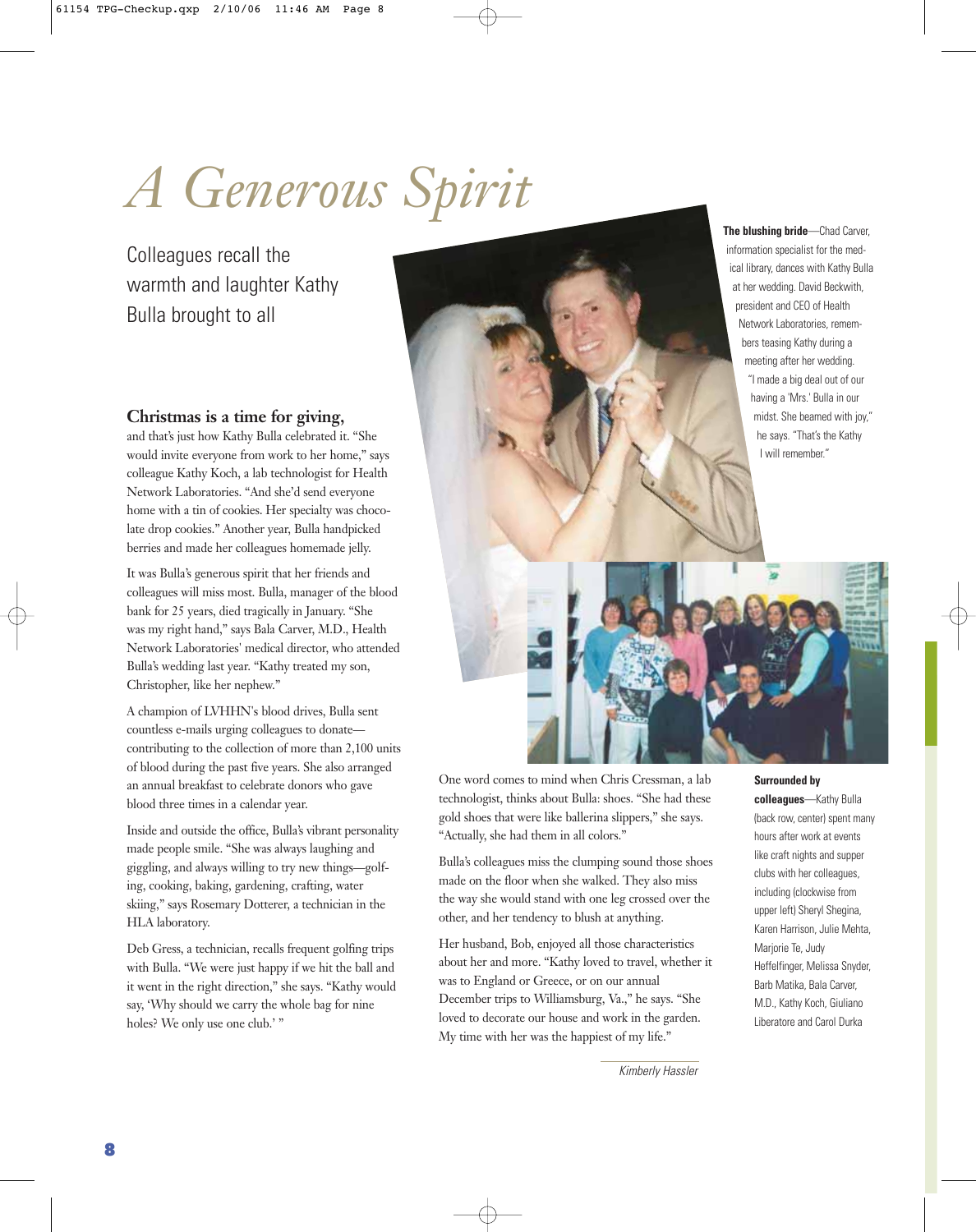# A Generous Spirit

Colleagues recall the warmth and laughter Kathy Bulla brought to all

**Christmas is a time for giving,** and that's just how Kathy Bulla celebrated it. "She would invite everyone from work to her home," says colleague Kathy Koch, a lab technologist for Health Network Laboratories. "And she'd send everyone home with a tin of cookies. Her specialty was chocolate drop cookies." Another year, Bulla handpicked berries and made her colleagues homemade jelly.

It was Bulla's generous spirit that her friends and colleagues will miss most. Bulla, manager of the blood bank for 25 years, died tragically in January. "She was my right hand," says Bala Carver, M.D., Health Network Laboratories' medical director, who attended Bulla's wedding last year. "Kathy treated my son, Christopher, like her nephew."

A champion of LVHHN's blood drives, Bulla sent countless e-mails urging colleagues to donate—contributing to the collection of more than 2,100 units of blood during the past five years. She also arranged an annual breakfast to celebrate donors who gave blood three times in a calendar year.

Inside and outside the office, Bulla's vibrant personality made people smile. "She was always laughing and giggling, and always willing to try new things—golfing, cooking, baking, gardening, crafting, water skiing," says Rosemary Dotterer, a technician in the HLA laboratory.

Deb Gress, a technician, recalls frequent golfing trips with Bulla. "We were just happy if we hit the ball and it went in the right direction," she says. "Kathy would say, 'Why should we carry the whole bag for nine holes? We only use one club.' "

**The blushing bride**—Chad Carver, information specialist for the medical library, dances with Kathy Bulla at her wedding. David Beckwith, president and CEO of Health Network Laboratories, remembers teasing Kathy during a meeting after her wedding. "I made a big deal out of our having a 'Mrs.' Bulla in our midst. She beamed with joy," he says. "That's the Kathy I will remember."

One word comes to mind when Chris Cressman, a lab technologist, thinks about Bulla: shoes. "She had these gold shoes that were like ballerina slippers," she says. "Actually, she had them in all colors."

Bulla's colleagues miss the clumping sound those shoes made on the floor when she walked. They also miss the way she would stand with one leg crossed over the other, and her tendency to blush at anything.

Her husband, Bob, enjoyed all those characteristics about her and more. "Kathy loved to travel, whether it was to England or Greece, or on our annual December trips to Williamsburg, Va.," he says. "She loved to decorate our house and work in the garden. My time with her was the happiest of my life."

*Kimberly Hassler*

**Surrounded by colleagues**—Kathy Bulla (back row, center) spent many hours after work at events like craft nights and supper clubs with her colleagues, including (clockwise from upper left) Sheryl Shegina, Karen Harrison, Julie Mehta, Marjorie Te, Judy Heffelfinger, Melissa Snyder, Barb Matika, Bala Carver, M.D., Kathy Koch, Giuliano Liberatore and Carol Durka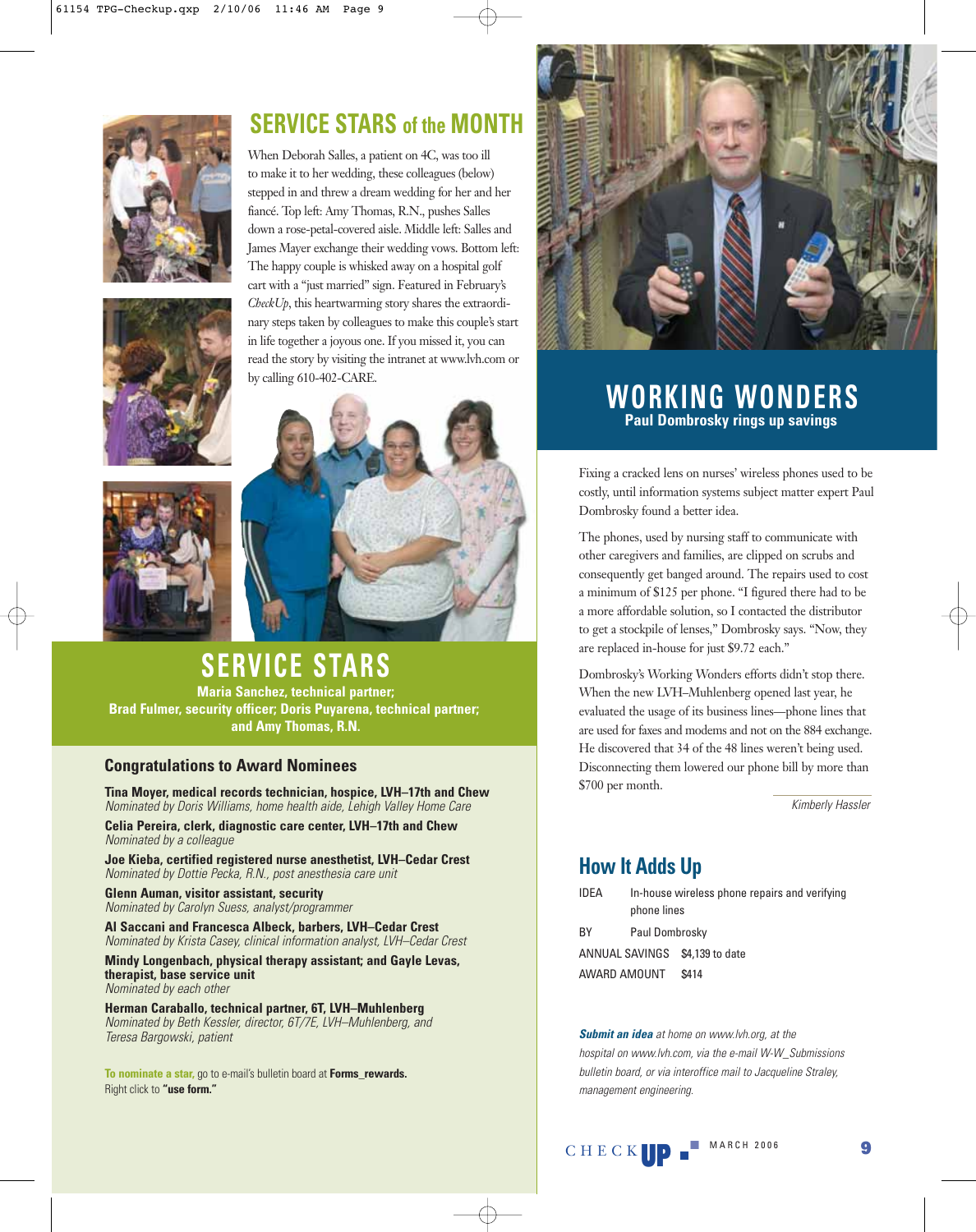## SERVICE STARS of the MONTH

When Deborah Salles, a patient on 4C, was too ill to make it to her wedding, these colleagues (below) stepped in and threw a dream wedding for her and her fiancé. Top left: Amy Thomas, R.N., pushes Salles down a rose-petal-covered aisle. Middle left: Salles and James Mayer exchange their wedding vows. Bottom left: The happy couple is whisked away on a hospital golf cart with a "just married" sign. Featured in February's *CheckUp*, this heartwarming story shares the extraordinary steps taken by colleagues to make this couple's start in life together a joyous one. If you missed it, you can read the story by visiting the intranet at www.lvh.com or by calling 610-402-CARE.

## SERVICE STARS

**Maria Sanchez, technical partner; Brad Fulmer, security officer; Doris Puyarena, technical partner; and Amy Thomas, R.N.**

### Congratulations to Award Nominees

**Tina Moyer, medical records technician, hospice, LVH–17th and Chew**
*Nominated by Doris Williams, home health aide, Lehigh Valley Home Care*

**Celia Pereira, clerk, diagnostic care center, LVH–17th and Chew**
*Nominated by a colleague*

**Joe Kieba, certified registered nurse anesthetist, LVH–Cedar Crest**
*Nominated by Dottie Pecka, R.N., post anesthesia care unit*

**Glenn Auman, visitor assistant, security**
*Nominated by Carolyn Suess, analyst/programmer*

**Al Saccani and Francesca Albeck, barbers, LVH–Cedar Crest**
*Nominated by Krista Casey, clinical information analyst, LVH–Cedar Crest*

**Mindy Longenbach, physical therapy assistant; and Gayle Levas, therapist, base service unit**
*Nominated by each other*

**Herman Caraballo, technical partner, 6T, LVH–Muhlenberg**
*Nominated by Beth Kessler, director, 6T/7E, LVH–Muhlenberg, and Teresa Bargowski, patient*

**To nominate a star,** go to e-mail's bulletin board at **Forms_rewards.** Right click to **"use form."**

## WORKING WONDERS

**Paul Dombrosky rings up savings**

Fixing a cracked lens on nurses' wireless phones used to be costly, until information systems subject matter expert Paul Dombrosky found a better idea.

The phones, used by nursing staff to communicate with other caregivers and families, are clipped on scrubs and consequently get banged around. The repairs used to cost a minimum of $125 per phone. "I figured there had to be a more affordable solution, so I contacted the distributor to get a stockpile of lenses," Dombrosky says. "Now, they are replaced in-house for just $9.72 each."

Dombrosky's Working Wonders efforts didn't stop there. When the new LVH–Muhlenberg opened last year, he evaluated the usage of its business lines—phone lines that are used for faxes and modems and not on the 884 exchange. He discovered that 34 of the 48 lines weren't being used. Disconnecting them lowered our phone bill by more than $700 per month.

*Kimberly Hassler*

### How It Adds Up

| | |
|---|---|
| IDEA | In-house wireless phone repairs and verifying phone lines |
| BY | Paul Dombrosky |
| ANNUAL SAVINGS | $4,139 to date |
| AWARD AMOUNT | $414 |

***Submit an idea*** *at home on www.lvh.org, at the hospital on www.lvh.com, via the e-mail W-W_Submissions bulletin board, or via interoffice mail to Jacqueline Straley, management engineering.*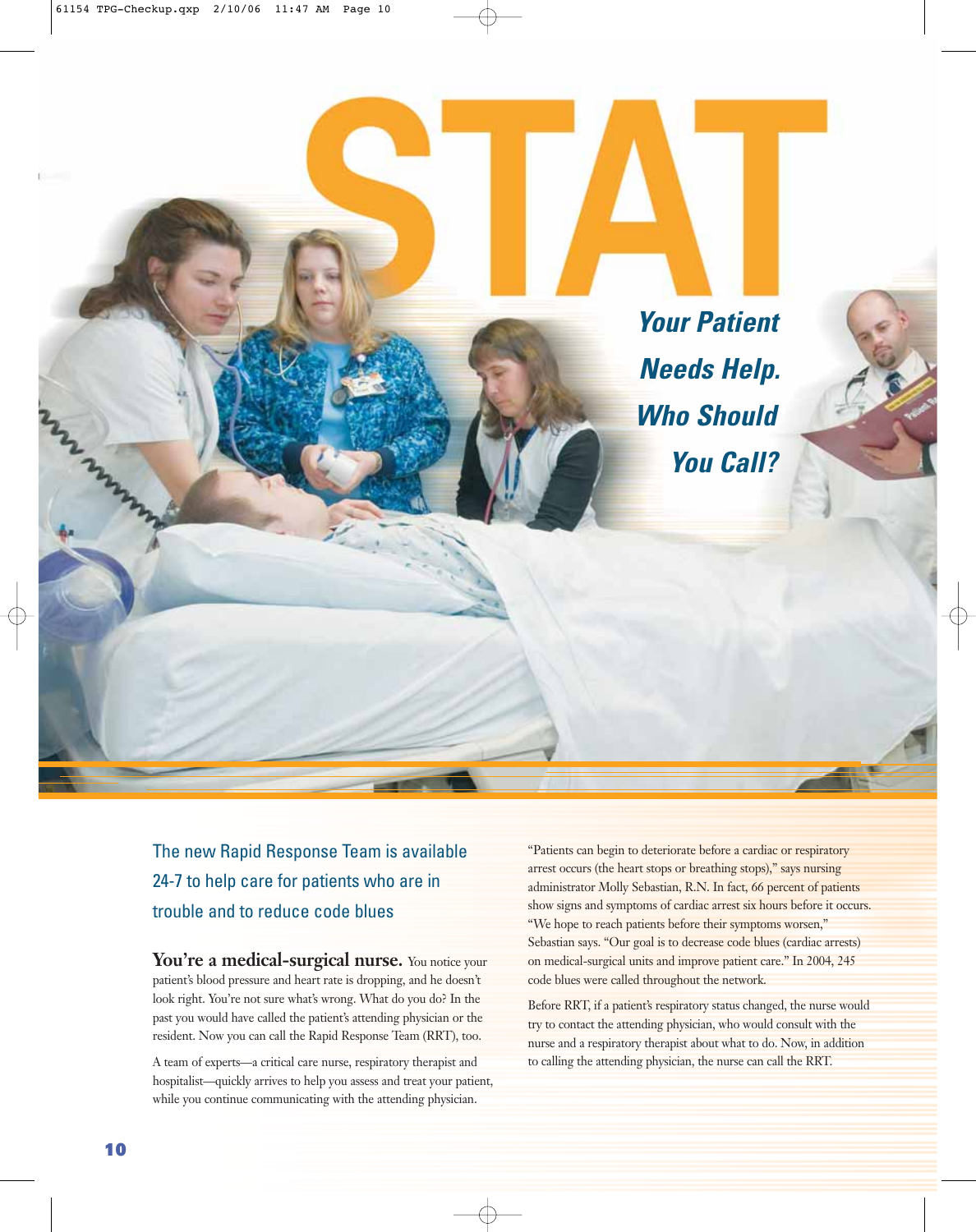# STAT

## Your Patient Needs Help. Who Should You Call?

### The new Rapid Response Team is available 24-7 to help care for patients who are in trouble and to reduce code blues

**You're a medical-surgical nurse.** You notice your patient's blood pressure and heart rate is dropping, and he doesn't look right. You're not sure what's wrong. What do you do? In the past you would have called the patient's attending physician or the resident. Now you can call the Rapid Response Team (RRT), too.

A team of experts—a critical care nurse, respiratory therapist and hospitalist—quickly arrives to help you assess and treat your patient, while you continue communicating with the attending physician.

"Patients can begin to deteriorate before a cardiac or respiratory arrest occurs (the heart stops or breathing stops)," says nursing administrator Molly Sebastian, R.N. In fact, 66 percent of patients show signs and symptoms of cardiac arrest six hours before it occurs. "We hope to reach patients before their symptoms worsen," Sebastian says. "Our goal is to decrease code blues (cardiac arrests) on medical-surgical units and improve patient care." In 2004, 245 code blues were called throughout the network.

Before RRT, if a patient's respiratory status changed, the nurse would try to contact the attending physician, who would consult with the nurse and a respiratory therapist about what to do. Now, in addition to calling the attending physician, the nurse can call the RRT.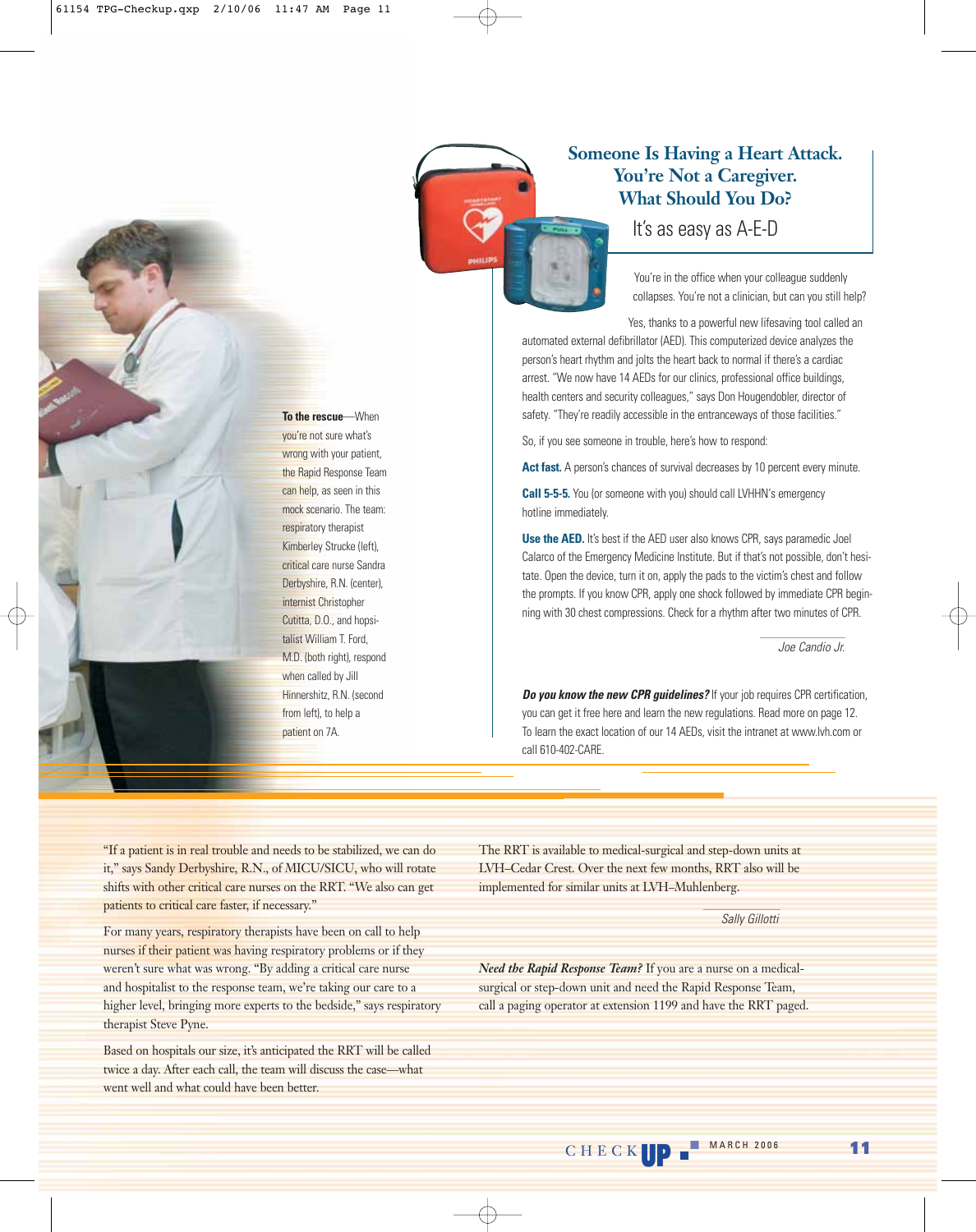To the rescue—When you're not sure what's wrong with your patient, the Rapid Response Team can help, as seen in this mock scenario. The team: respiratory therapist Kimberley Strucke (left), critical care nurse Sandra Derbyshire, R.N. (center), internist Christopher Cutitta, D.O., and hospitalist William T. Ford, M.D. (both right), respond when called by Jill Hinnershitz, R.N. (second from left), to help a patient on 7A.

## Someone Is Having a Heart Attack. You're Not a Caregiver. What Should You Do?

### It's as easy as A-E-D

You're in the office when your colleague suddenly collapses. You're not a clinician, but can you still help?

Yes, thanks to a powerful new lifesaving tool called an automated external defibrillator (AED). This computerized device analyzes the person's heart rhythm and jolts the heart back to normal if there's a cardiac arrest. "We now have 14 AEDs for our clinics, professional office buildings, health centers and security colleagues," says Don Hougendobler, director of safety. "They're readily accessible in the entranceways of those facilities."

So, if you see someone in trouble, here's how to respond:

**Act fast.** A person's chances of survival decreases by 10 percent every minute.

**Call 5-5-5.** You (or someone with you) should call LVHHN's emergency hotline immediately.

**Use the AED.** It's best if the AED user also knows CPR, says paramedic Joel Calarco of the Emergency Medicine Institute. But if that's not possible, don't hesitate. Open the device, turn it on, apply the pads to the victim's chest and follow the prompts. If you know CPR, apply one shock followed by immediate CPR beginning with 30 chest compressions. Check for a rhythm after two minutes of CPR.

*Joe Candio Jr.*

***Do you know the new CPR guidelines?*** If your job requires CPR certification, you can get it free here and learn the new regulations. Read more on page 12. To learn the exact location of our 14 AEDs, visit the intranet at www.lvh.com or call 610-402-CARE.

"If a patient is in real trouble and needs to be stabilized, we can do it," says Sandy Derbyshire, R.N., of MICU/SICU, who will rotate shifts with other critical care nurses on the RRT. "We also can get patients to critical care faster, if necessary."

For many years, respiratory therapists have been on call to help nurses if their patient was having respiratory problems or if they weren't sure what was wrong. "By adding a critical care nurse and hospitalist to the response team, we're taking our care to a higher level, bringing more experts to the bedside," says respiratory therapist Steve Pyne.

Based on hospitals our size, it's anticipated the RRT will be called twice a day. After each call, the team will discuss the case—what went well and what could have been better.

The RRT is available to medical-surgical and step-down units at LVH–Cedar Crest. Over the next few months, RRT also will be implemented for similar units at LVH–Muhlenberg.

*Sally Gillotti*

***Need the Rapid Response Team?*** If you are a nurse on a medical-surgical or step-down unit and need the Rapid Response Team, call a paging operator at extension 1199 and have the RRT paged.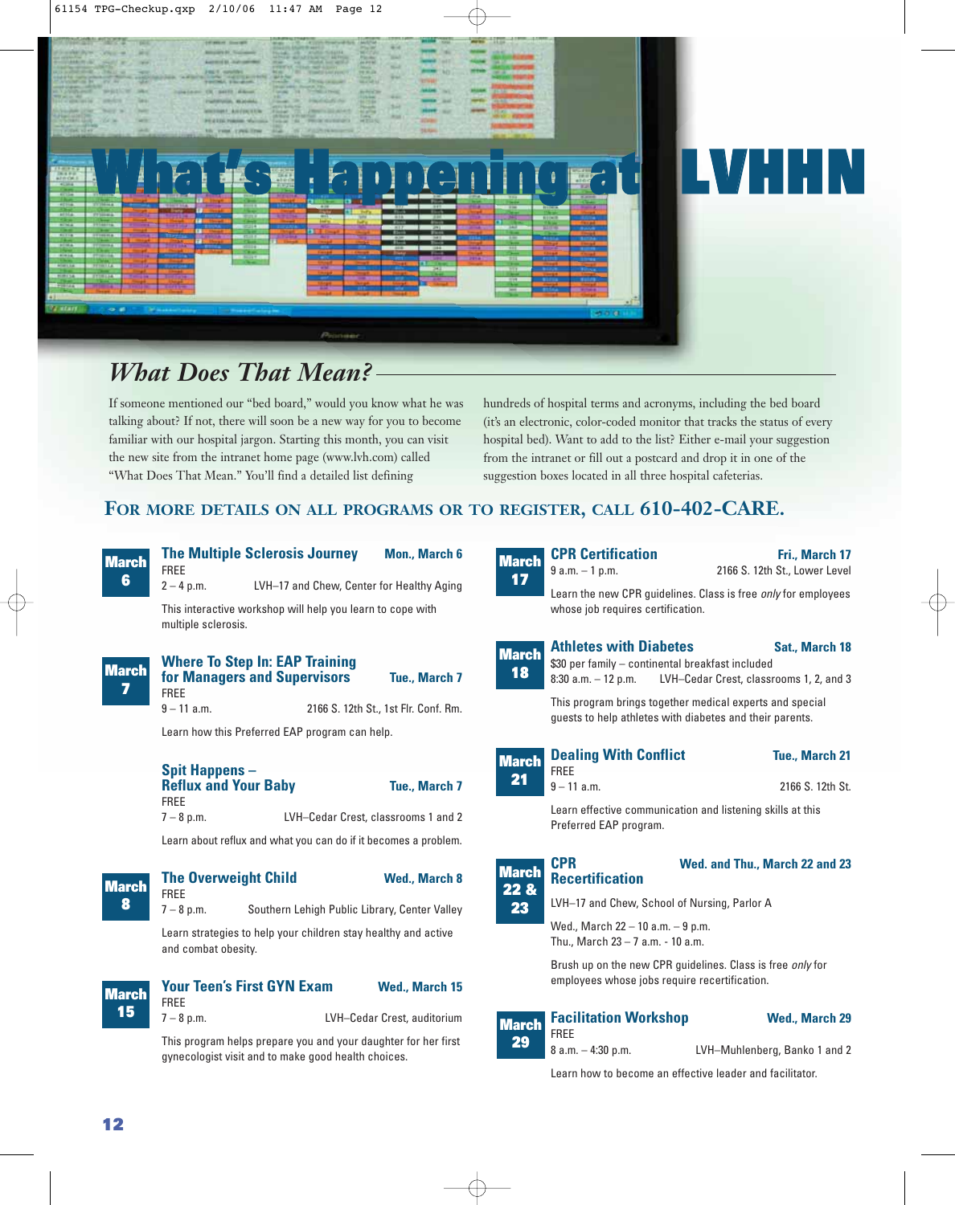# What's Happening at LVHHN

## What Does That Mean?

If someone mentioned our "bed board," would you know what he was talking about? If not, there will soon be a new way for you to become familiar with our hospital jargon. Starting this month, you can visit the new site from the intranet home page (www.lvh.com) called "What Does That Mean." You'll find a detailed list defining hundreds of hospital terms and acronyms, including the bed board (it's an electronic, color-coded monitor that tracks the status of every hospital bed). Want to add to the list? Either e-mail your suggestion from the intranet or fill out a postcard and drop it in one of the suggestion boxes located in all three hospital cafeterias.

**FOR MORE DETAILS ON ALL PROGRAMS OR TO REGISTER, CALL 610-402-CARE.**

---

**March 6**

### The Multiple Sclerosis Journey — Mon., March 6

FREE
2 – 4 p.m. — LVH–17 and Chew, Center for Healthy Aging

This interactive workshop will help you learn to cope with multiple sclerosis.

---

**March 7**

### Where To Step In: EAP Training for Managers and Supervisors — Tue., March 7

FREE
9 – 11 a.m. — 2166 S. 12th St., 1st Flr. Conf. Rm.

Learn how this Preferred EAP program can help.

### Spit Happens – Reflux and Your Baby — Tue., March 7

FREE
7 – 8 p.m. — LVH–Cedar Crest, classrooms 1 and 2

Learn about reflux and what you can do if it becomes a problem.

---

**March 8**

### The Overweight Child — Wed., March 8

FREE
7 – 8 p.m. — Southern Lehigh Public Library, Center Valley

Learn strategies to help your children stay healthy and active and combat obesity.

---

**March 15**

### Your Teen's First GYN Exam — Wed., March 15

FREE
7 – 8 p.m. — LVH–Cedar Crest, auditorium

This program helps prepare you and your daughter for her first gynecologist visit and to make good health choices.

---

**March 17**

### CPR Certification — Fri., March 17

9 a.m. – 1 p.m. — 2166 S. 12th St., Lower Level

Learn the new CPR guidelines. Class is free *only* for employees whose job requires certification.

---

**March 18**

### Athletes with Diabetes — Sat., March 18

$30 per family – continental breakfast included
8:30 a.m. – 12 p.m. — LVH–Cedar Crest, classrooms 1, 2, and 3

This program brings together medical experts and special guests to help athletes with diabetes and their parents.

---

**March 21**

### Dealing With Conflict — Tue., March 21

FREE
9 – 11 a.m. — 2166 S. 12th St.

Learn effective communication and listening skills at this Preferred EAP program.

---

**March 22 & 23**

### CPR Recertification — Wed. and Thu., March 22 and 23

LVH–17 and Chew, School of Nursing, Parlor A

Wed., March 22 – 10 a.m. – 9 p.m.
Thu., March 23 – 7 a.m. - 10 a.m.

Brush up on the new CPR guidelines. Class is free *only* for employees whose jobs require recertification.

---

**March 29**

### Facilitation Workshop — Wed., March 29

FREE
8 a.m. – 4:30 p.m. — LVH–Muhlenberg, Banko 1 and 2

Learn how to become an effective leader and facilitator.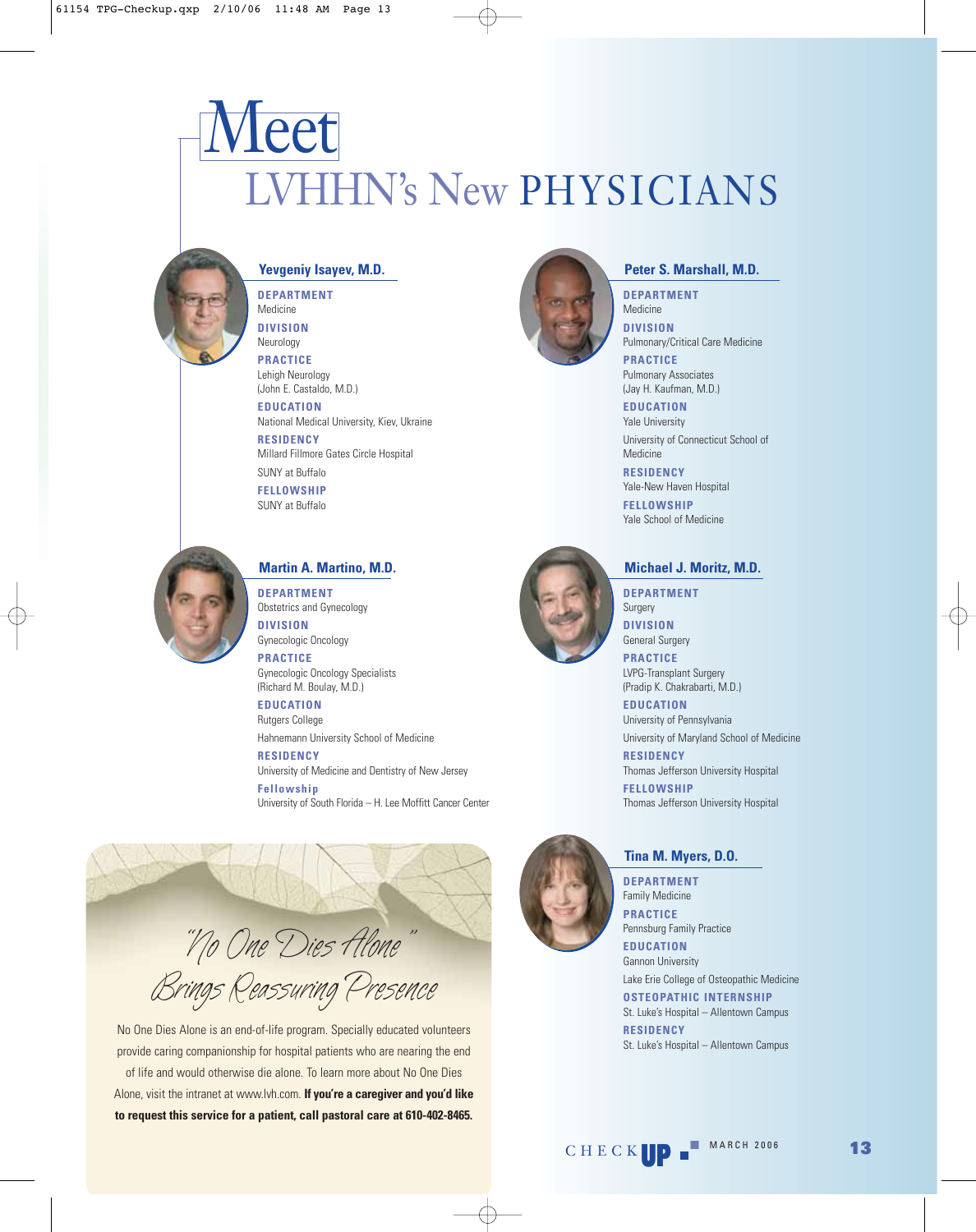# Meet LVHHN's New PHYSICIANS

### Yevgeniy Isayev, M.D.

**DEPARTMENT**
Medicine

**DIVISION**
Neurology

**PRACTICE**
Lehigh Neurology
(John E. Castaldo, M.D.)

**EDUCATION**
National Medical University, Kiev, Ukraine

**RESIDENCY**
Millard Fillmore Gates Circle Hospital

SUNY at Buffalo

**FELLOWSHIP**
SUNY at Buffalo

### Martin A. Martino, M.D.

**DEPARTMENT**
Obstetrics and Gynecology

**DIVISION**
Gynecologic Oncology

**PRACTICE**
Gynecologic Oncology Specialists
(Richard M. Boulay, M.D.)

**EDUCATION**
Rutgers College

Hahnemann University School of Medicine

**RESIDENCY**
University of Medicine and Dentistry of New Jersey

**Fellowship**
University of South Florida – H. Lee Moffitt Cancer Center

### Peter S. Marshall, M.D.

**DEPARTMENT**
Medicine

**DIVISION**
Pulmonary/Critical Care Medicine

**PRACTICE**
Pulmonary Associates
(Jay H. Kaufman, M.D.)

**EDUCATION**
Yale University

University of Connecticut School of Medicine

**RESIDENCY**
Yale-New Haven Hospital

**FELLOWSHIP**
Yale School of Medicine

### Michael J. Moritz, M.D.

**DEPARTMENT**
Surgery

**DIVISION**
General Surgery

**PRACTICE**
LVPG-Transplant Surgery
(Pradip K. Chakrabarti, M.D.)

**EDUCATION**
University of Pennsylvania

University of Maryland School of Medicine

**RESIDENCY**
Thomas Jefferson University Hospital

**FELLOWSHIP**
Thomas Jefferson University Hospital

### Tina M. Myers, D.O.

**DEPARTMENT**
Family Medicine

**PRACTICE**
Pennsburg Family Practice

**EDUCATION**
Gannon University

Lake Erie College of Osteopathic Medicine

**OSTEOPATHIC INTERNSHIP**
St. Luke's Hospital – Allentown Campus

**RESIDENCY**
St. Luke's Hospital – Allentown Campus

## "No One Dies Alone" Brings Reassuring Presence

No One Dies Alone is an end-of-life program. Specially educated volunteers provide caring companionship for hospital patients who are nearing the end of life and would otherwise die alone. To learn more about No One Dies Alone, visit the intranet at www.lvh.com. **If you're a caregiver and you'd like to request this service for a patient, call pastoral care at 610-402-8465.**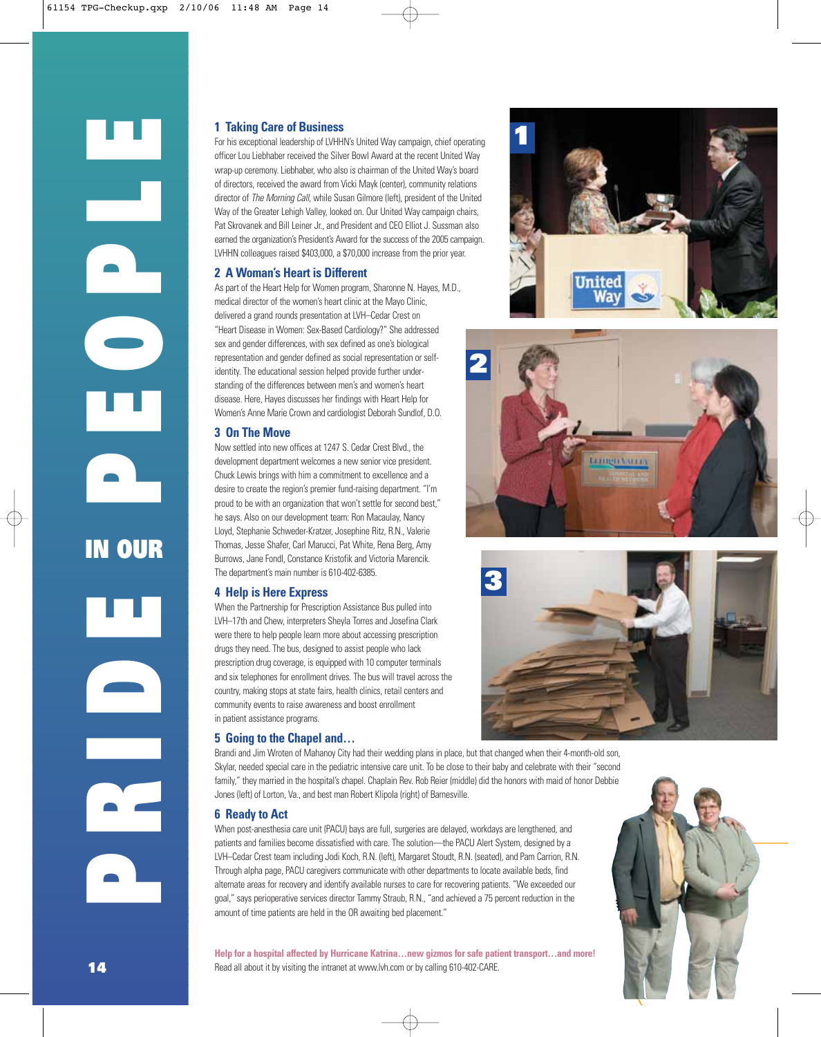# PRIDE IN OUR PEOPLE

## 1 Taking Care of Business

For his exceptional leadership of LVHHN's United Way campaign, chief operating officer Lou Liebhaber received the Silver Bowl Award at the recent United Way wrap-up ceremony. Liebhaber, who also is chairman of the United Way's board of directors, received the award from Vicki Mayk (center), community relations director of *The Morning Call*, while Susan Gilmore (left), president of the United Way of the Greater Lehigh Valley, looked on. Our United Way campaign chairs, Pat Skrovanek and Bill Leiner Jr., and President and CEO Elliot J. Sussman also earned the organization's President's Award for the success of the 2005 campaign. LVHHN colleagues raised $403,000, a $70,000 increase from the prior year.

## 2 A Woman's Heart is Different

As part of the Heart Help for Women program, Sharonne N. Hayes, M.D., medical director of the women's heart clinic at the Mayo Clinic, delivered a grand rounds presentation at LVH–Cedar Crest on "Heart Disease in Women: Sex-Based Cardiology?" She addressed sex and gender differences, with sex defined as one's biological representation and gender defined as social representation or self-identity. The educational session helped provide further understanding of the differences between men's and women's heart disease. Here, Hayes discusses her findings with Heart Help for Women's Anne Marie Crown and cardiologist Deborah Sundlof, D.O.

## 3 On The Move

Now settled into new offices at 1247 S. Cedar Crest Blvd., the development department welcomes a new senior vice president. Chuck Lewis brings with him a commitment to excellence and a desire to create the region's premier fund-raising department. "I'm proud to be with an organization that won't settle for second best," he says. Also on our development team: Ron Macaulay, Nancy Lloyd, Stephanie Schweder-Kratzer, Josephine Ritz, R.N., Valerie Thomas, Jesse Shafer, Carl Marucci, Pat White, Rena Berg, Amy Burrows, Jane Fondl, Constance Kristofik and Victoria Marencik. The department's main number is 610-402-6385.

## 4 Help is Here Express

When the Partnership for Prescription Assistance Bus pulled into LVH–17th and Chew, interpreters Sheyla Torres and Josefina Clark were there to help people learn more about accessing prescription drugs they need. The bus, designed to assist people who lack prescription drug coverage, is equipped with 10 computer terminals and six telephones for enrollment drives. The bus will travel across the country, making stops at state fairs, health clinics, retail centers and community events to raise awareness and boost enrollment in patient assistance programs.

## 5 Going to the Chapel and…

Brandi and Jim Wroten of Mahanoy City had their wedding plans in place, but that changed when their 4-month-old son, Skylar, needed special care in the pediatric intensive care unit. To be close to their baby and celebrate with their "second family," they married in the hospital's chapel. Chaplain Rev. Rob Reier (middle) did the honors with maid of honor Debbie Jones (left) of Lorton, Va., and best man Robert Klipola (right) of Barnesville.

## 6 Ready to Act

When post-anesthesia care unit (PACU) bays are full, surgeries are delayed, workdays are lengthened, and patients and families become dissatisfied with care. The solution—the PACU Alert System, designed by a LVH–Cedar Crest team including Jodi Koch, R.N. (left), Margaret Stoudt, R.N. (seated), and Pam Carrion, R.N. Through alpha page, PACU caregivers communicate with other departments to locate available beds, find alternate areas for recovery and identify available nurses to care for recovering patients. "We exceeded our goal," says perioperative services director Tammy Straub, R.N., "and achieved a 75 percent reduction in the amount of time patients are held in the OR awaiting bed placement."

**Help for a hospital affected by Hurricane Katrina…new gizmos for safe patient transport…and more!**
Read all about it by visiting the intranet at www.lvh.com or by calling 610-402-CARE.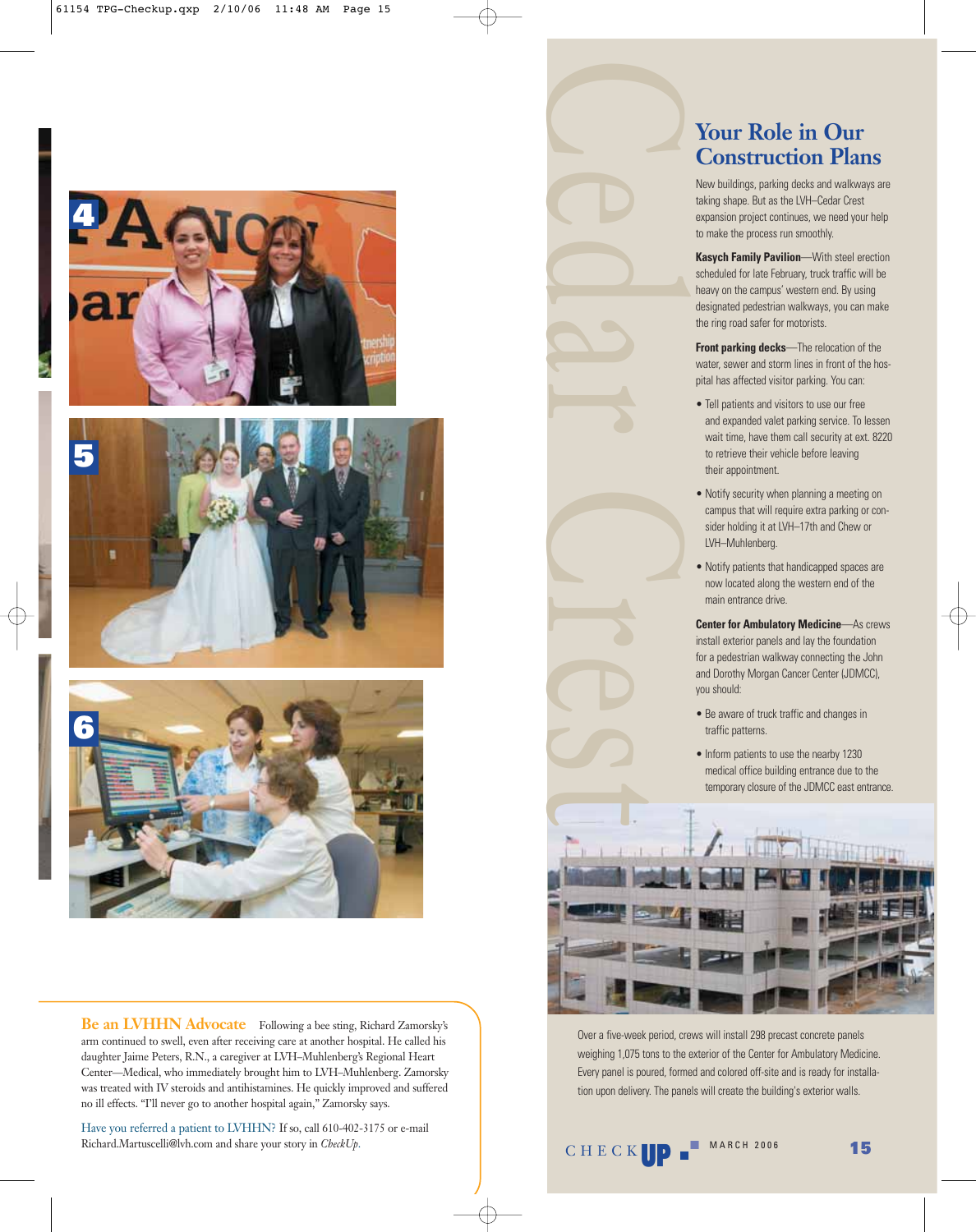## Be an LVHHN Advocate

Following a bee sting, Richard Zamorsky's arm continued to swell, even after receiving care at another hospital. He called his daughter Jaime Peters, R.N., a caregiver at LVH–Muhlenberg's Regional Heart Center—Medical, who immediately brought him to LVH–Muhlenberg. Zamorsky was treated with IV steroids and antihistamines. He quickly improved and suffered no ill effects. "I'll never go to another hospital again," Zamorsky says.

Have you referred a patient to LVHHN? If so, call 610-402-3175 or e-mail Richard.Martuscelli@lvh.com and share your story in *CheckUp*.

# Cedar Crest

## Your Role in Our Construction Plans

New buildings, parking decks and walkways are taking shape. But as the LVH–Cedar Crest expansion project continues, we need your help to make the process run smoothly.

**Kasych Family Pavilion**—With steel erection scheduled for late February, truck traffic will be heavy on the campus' western end. By using designated pedestrian walkways, you can make the ring road safer for motorists.

**Front parking decks**—The relocation of the water, sewer and storm lines in front of the hospital has affected visitor parking. You can:

- Tell patients and visitors to use our free and expanded valet parking service. To lessen wait time, have them call security at ext. 8220 to retrieve their vehicle before leaving their appointment.
- Notify security when planning a meeting on campus that will require extra parking or consider holding it at LVH–17th and Chew or LVH–Muhlenberg.
- Notify patients that handicapped spaces are now located along the western end of the main entrance drive.

**Center for Ambulatory Medicine**—As crews install exterior panels and lay the foundation for a pedestrian walkway connecting the John and Dorothy Morgan Cancer Center (JDMCC), you should:

- Be aware of truck traffic and changes in traffic patterns.
- Inform patients to use the nearby 1230 medical office building entrance due to the temporary closure of the JDMCC east entrance.

Over a five-week period, crews will install 298 precast concrete panels weighing 1,075 tons to the exterior of the Center for Ambulatory Medicine. Every panel is poured, formed and colored off-site and is ready for installation upon delivery. The panels will create the building's exterior walls.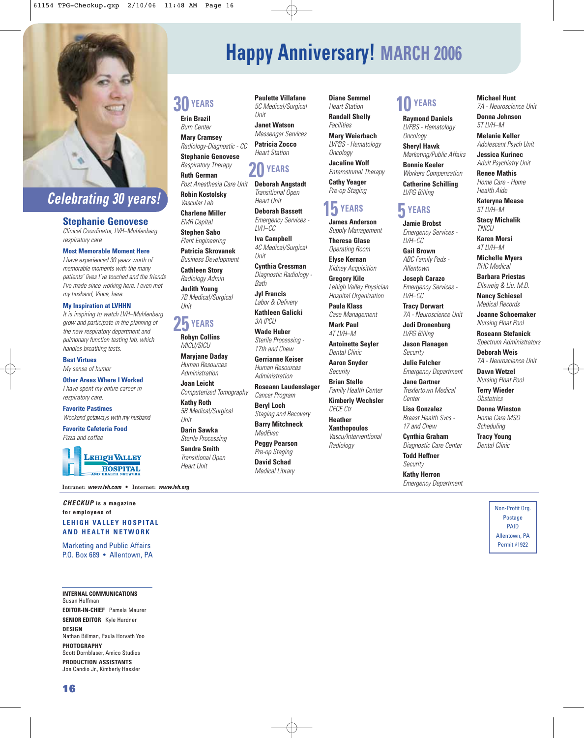# Happy Anniversary! MARCH 2006

**Celebrating 30 years!**

## Stephanie Genovese

*Clinical Coordinator, LVH–Muhlenberg respiratory care*

**Most Memorable Moment Here**
I have experienced 30 years worth of memorable moments with the many patients' lives I've touched and the friends I've made since working here. I even met my husband, Vince, here.

**My Inspiration at LVHHN**
It is inspiring to watch LVH–Muhlenberg grow and participate in the planning of the new respiratory department and pulmonary function testing lab, which handles breathing tests.

**Best Virtues**
My sense of humor

**Other Areas Where I Worked**
I have spent my entire career in respiratory care.

**Favorite Pastimes**
Weekend getaways with my husband

**Favorite Cafeteria Food**
Pizza and coffee

LEHIGH VALLEY HOSPITAL AND HEALTH NETWORK

## 30 YEARS

**Erin Brazil**
*Burn Center*

**Mary Cramsey**
*Radiology-Diagnostic - CC*

**Stephanie Genovese**
*Respiratory Therapy*

**Ruth German**
*Post Anesthesia Care Unit*

**Robin Kostolsky**
*Vascular Lab*

**Charlene Miller**
*EMR Capital*

**Stephen Sabo**
*Plant Engineering*

**Patricia Skrovanek**
*Business Development*

**Cathleen Story**
*Radiology Admin*

**Judith Young**
*7B Medical/Surgical Unit*

## 25 YEARS

**Robyn Collins**
*MICU/SICU*

**Maryjane Daday**
*Human Resources Administration*

**Joan Leicht**
*Computerized Tomography*

**Kathy Roth**
*5B Medical/Surgical Unit*

**Darin Sawka**
*Sterile Processing*

**Sandra Smith**
*Transitional Open Heart Unit*

**Paulette Villafane**
*5C Medical/Surgical Unit*

**Janet Watson**
*Messenger Services*

**Patricia Zocco**
*Heart Station*

## 20 YEARS

**Deborah Angstadt**
*Transitional Open Heart Unit*

**Deborah Bassett**
*Emergency Services - LVH–CC*

**Iva Campbell**
*4C Medical/Surgical Unit*

**Cynthia Cressman**
*Diagnostic Radiology - Bath*

**Jyl Francis**
*Labor & Delivery*

**Kathleen Galicki**
*3A IPCU*

**Wade Huber**
*Sterile Processing - 17th and Chew*

**Gerrianne Keiser**
*Human Resources Administration*

**Roseann Laudenslager**
*Cancer Program*

**Beryl Loch**
*Staging and Recovery*

**Barry Mitchneck**
*MedEvac*

**Peggy Pearson**
*Pre-op Staging*

**David Schad**
*Medical Library*

**Diane Semmel**
*Heart Station*

**Randall Shelly**
*Facilities*

**Mary Weierbach**
*LVPBS - Hematology Oncology*

**Jacaline Wolf**
*Enterostomal Therapy*

**Cathy Yeager**
*Pre-op Staging*

## 15 YEARS

**James Anderson**
*Supply Management*

**Theresa Glase**
*Operating Room*

**Elyse Kernan**
*Kidney Acquisition*

**Gregory Kile**
*Lehigh Valley Physician Hospital Organization*

**Paula Klass**
*Case Management*

**Mark Paul**
*4T LVH–M*

**Antoinette Seyler**
*Dental Clinic*

**Aaron Snyder**
*Security*

**Brian Stello**
*Family Health Center*

**Kimberly Wechsler**
*CECE Ctr*

**Heather Xanthopoulos**
*Vascu/Interventional Radiology*

## 10 YEARS

**Raymond Daniels**
*LVPBS - Hematology Oncology*

**Sheryl Hawk**
*Marketing/Public Affairs*

**Bonnie Keeler**
*Workers Compensation*

**Catherine Schilling**
*LVPG Billing*

## 5 YEARS

**Jamie Brobst**
*Emergency Services - LVH–CC*

**Gail Brown**
*ABC Family Peds - Allentown*

**Joseph Carazo**
*Emergency Services - LVH–CC*

**Tracy Dorwart**
*7A - Neuroscience Unit*

**Jodi Dronenburg**
*LVPG Billing*

**Jason Flanagen**
*Security*

**Julie Fulcher**
*Emergency Department*

**Jane Gartner**
*Trexlertown Medical Center*

**Lisa Gonzalez**
*Breast Health Svcs - 17 and Chew*

**Cynthia Graham**
*Diagnostic Care Center*

**Todd Heffner**
*Security*

**Kathy Herron**
*Emergency Department*

**Michael Hunt**
*7A - Neuroscience Unit*

**Donna Johnson**
*5T LVH–M*

**Melanie Keller**
*Adolescent Psych Unit*

**Jessica Kurinec**
*Adult Psychiatry Unit*

**Renee Mathis**
*Home Care - Home Health Aide*

**Kateryna Mease**
*5T LVH–M*

**Stacy Michalik**
*TNICU*

**Karen Morsi**
*4T LVH–M*

**Michelle Myers**
*RHC Medical*

**Barbara Priestas**
*Ellswieg & Liu, M.D.*

**Nancy Schiesel**
*Medical Records*

**Joanne Schoemaker**
*Nursing Float Pool*

**Roseann Stefanick**
*Spectrum Administrators*

**Deborah Weis**
*7A - Neuroscience Unit*

**Dawn Wetzel**
*Nursing Float Pool*

**Terry Wieder**
*Obstetrics*

**Donna Winston**
*Home Care MSO Scheduling*

**Tracy Young**
*Dental Clinic*

Intranet: *www.lvh.com* • Internet: *www.lvh.org*

***CHECKUP*** **is a magazine for employees of**
**LEHIGH VALLEY HOSPITAL AND HEALTH NETWORK**

Marketing and Public Affairs
P.O. Box 689 • Allentown, PA

Non-Profit Org.
Postage
PAID
Allentown, PA
Permit #1922

**INTERNAL COMMUNICATIONS**
Susan Hoffman

**EDITOR-IN-CHIEF** Pamela Maurer

**SENIOR EDITOR** Kyle Hardner

**DESIGN**
Nathan Billman, Paula Horvath Yoo

**PHOTOGRAPHY**
Scott Dornblaser, Amico Studios

**PRODUCTION ASSISTANTS**
Joe Candio Jr., Kimberly Hassler